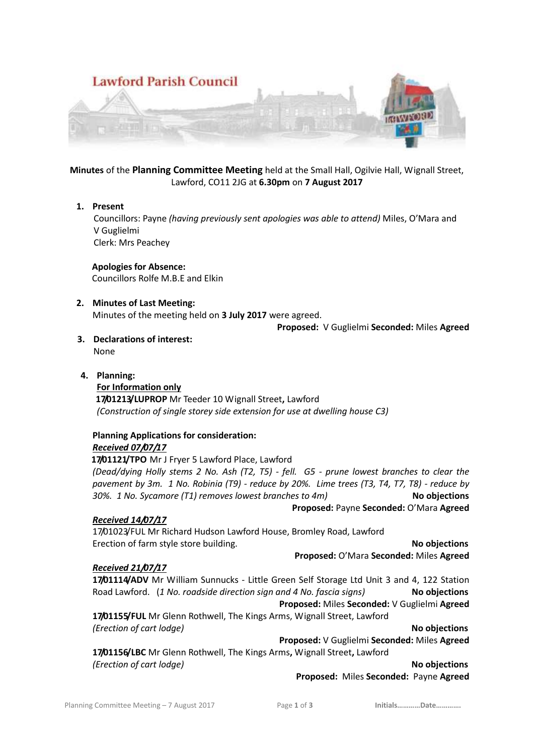Lawford Parish Council

**Minutes** of the **Planning Committee Meeting** held at the Small Hall, Ogilvie Hall, Wignall Street, Lawford, CO11 2JG at **6.30pm** on **7 August 2017**

1. **Present**

   Councillors: Payne *(having previously sent apologies was able to attend)* Miles, O'Mara and V Guglielmi
   Clerk: Mrs Peachey

   **Apologies for Absence:**
   Councillors Rolfe M.B.E and Elkin

2. **Minutes of Last Meeting:**
   Minutes of the meeting held on **3 July 2017** were agreed.

   **Proposed:** V Guglielmi **Seconded:** Miles **Agreed**

3. **Declarations of interest:**
   None

4. **Planning:**

   **For Information only**

   **17/01213/LUPROP** Mr Teeder 10 Wignall Street**,** Lawford
   *(Construction of single storey side extension for use at dwelling house C3)*

   **Planning Applications for consideration:**

   ***Received 07/07/17***

   **17/01121/TPO** Mr J Fryer 5 Lawford Place, Lawford
   *(Dead/dying Holly stems 2 No. Ash (T2, T5) - fell. G5 - prune lowest branches to clear the pavement by 3m. 1 No. Robinia (T9) - reduce by 20%. Lime trees (T3, T4, T7, T8) - reduce by 30%. 1 No. Sycamore (T1) removes lowest branches to 4m)* **No objections**

   **Proposed:** Payne **Seconded:** O'Mara **Agreed**

   ***Received 14/07/17***

   17/01023/FUL Mr Richard Hudson Lawford House, Bromley Road, Lawford
   Erection of farm style store building. **No objections**

   **Proposed:** O'Mara **Seconded:** Miles **Agreed**

   ***Received 21/07/17***

   **17/01114/ADV** Mr William Sunnucks - Little Green Self Storage Ltd Unit 3 and 4, 122 Station Road Lawford. (*1 No. roadside direction sign and 4 No. fascia signs)* **No objections**

   **Proposed:** Miles **Seconded:** V Guglielmi **Agreed**

   **17/01155/FUL** Mr Glenn Rothwell, The Kings Arms, Wignall Street, Lawford
   *(Erection of cart lodge)* **No objections**

   **Proposed:** V Guglielmi **Seconded:** Miles **Agreed**

   **17/01156/LBC** Mr Glenn Rothwell, The Kings Arms**,** Wignall Street**,** Lawford
   *(Erection of cart lodge)* **No objections**

   **Proposed:** Miles **Seconded:** Payne **Agreed**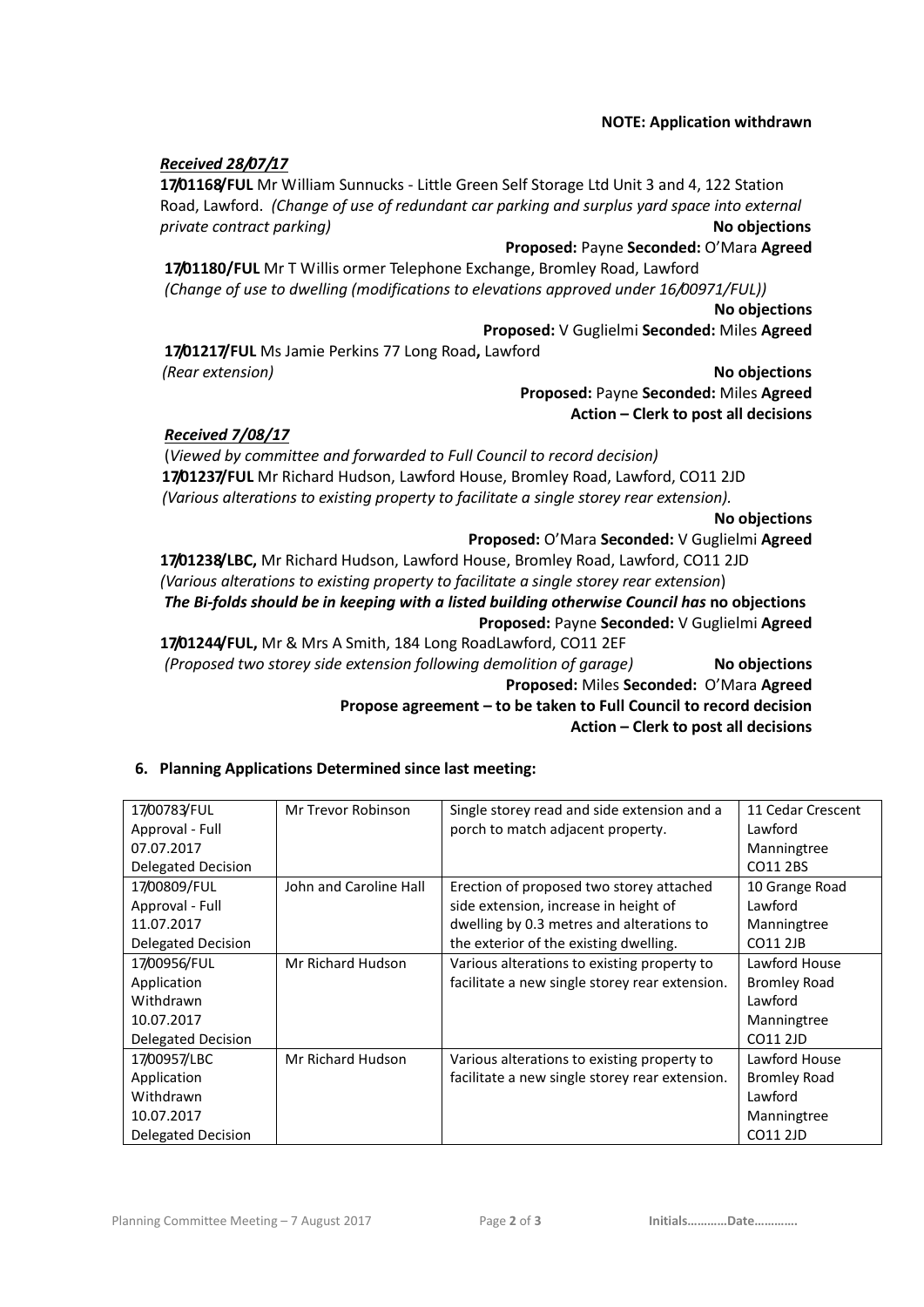**NOTE: Application withdrawn**

***Received 28/07/17***

**17/01168/FUL** Mr William Sunnucks - Little Green Self Storage Ltd Unit 3 and 4, 122 Station Road, Lawford. *(Change of use of redundant car parking and surplus yard space into external private contract parking)* **No objections**

**Proposed:** Payne **Seconded:** O'Mara **Agreed**

**17/01180/FUL** Mr T Willis ormer Telephone Exchange, Bromley Road, Lawford *(Change of use to dwelling (modifications to elevations approved under 16/00971/FUL))*

**No objections**

**Proposed:** V Guglielmi **Seconded:** Miles **Agreed**

**17/01217/FUL** Ms Jamie Perkins 77 Long Road**,** Lawford *(Rear extension)* **No objections**

**Proposed:** Payne **Seconded:** Miles **Agreed**

**Action – Clerk to post all decisions**

***Received 7/08/17***

(*Viewed by committee and forwarded to Full Council to record decision)*

**17/01237/FUL** Mr Richard Hudson, Lawford House, Bromley Road, Lawford, CO11 2JD *(Various alterations to existing property to facilitate a single storey rear extension).*

**No objections**

**Proposed:** O'Mara **Seconded:** V Guglielmi **Agreed**

**17/01238/LBC,** Mr Richard Hudson, Lawford House, Bromley Road, Lawford, CO11 2JD *(Various alterations to existing property to facilitate a single storey rear extension*)

***The Bi-folds should be in keeping with a listed building otherwise Council has* no objections**

**Proposed:** Payne **Seconded:** V Guglielmi **Agreed**

**17/01244/FUL,** Mr & Mrs A Smith, 184 Long RoadLawford, CO11 2EF *(Proposed two storey side extension following demolition of garage)* **No objections**

**Proposed:** Miles **Seconded:** O'Mara **Agreed**

**Propose agreement – to be taken to Full Council to record decision**

**Action – Clerk to post all decisions**

## 6. Planning Applications Determined since last meeting:

| | | | |
|---|---|---|---|
| 17/00783/FUL<br>Approval - Full<br>07.07.2017<br>Delegated Decision | Mr Trevor Robinson | Single storey read and side extension and a porch to match adjacent property. | 11 Cedar Crescent<br>Lawford<br>Manningtree<br>CO11 2BS |
| 17/00809/FUL<br>Approval - Full<br>11.07.2017<br>Delegated Decision | John and Caroline Hall | Erection of proposed two storey attached side extension, increase in height of dwelling by 0.3 metres and alterations to the exterior of the existing dwelling. | 10 Grange Road<br>Lawford<br>Manningtree<br>CO11 2JB |
| 17/00956/FUL<br>Application Withdrawn<br>10.07.2017<br>Delegated Decision | Mr Richard Hudson | Various alterations to existing property to facilitate a new single storey rear extension. | Lawford House<br>Bromley Road<br>Lawford<br>Manningtree<br>CO11 2JD |
| 17/00957/LBC<br>Application Withdrawn<br>10.07.2017<br>Delegated Decision | Mr Richard Hudson | Various alterations to existing property to facilitate a new single storey rear extension. | Lawford House<br>Bromley Road<br>Lawford<br>Manningtree<br>CO11 2JD |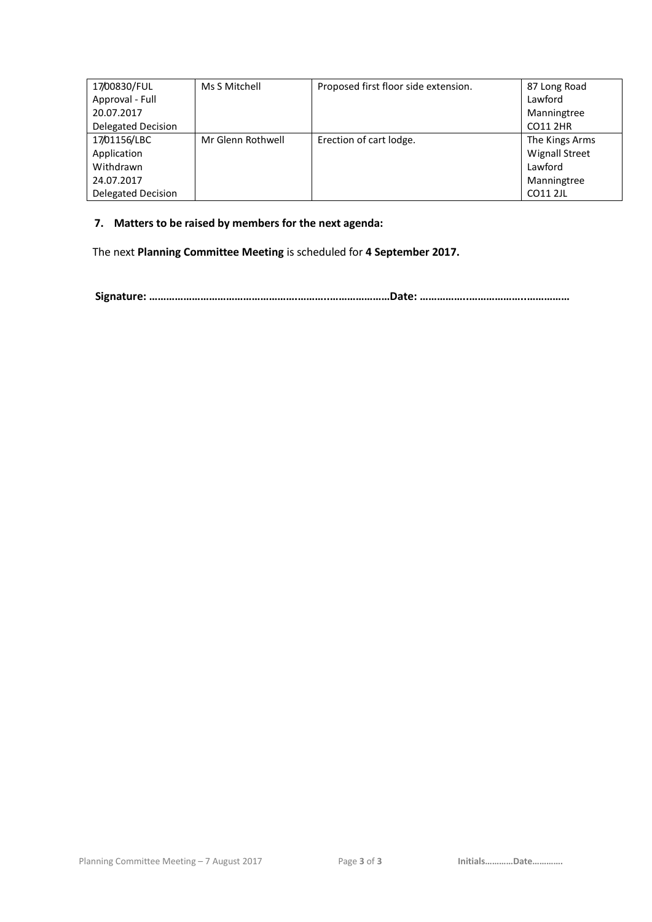| | | | |
|---|---|---|---|
| 17/00830/FUL Approval - Full 20.07.2017 Delegated Decision | Ms S Mitchell | Proposed first floor side extension. | 87 Long Road Lawford Manningtree CO11 2HR |
| 17/01156/LBC Application Withdrawn 24.07.2017 Delegated Decision | Mr Glenn Rothwell | Erection of cart lodge. | The Kings Arms Wignall Street Lawford Manningtree CO11 2JL |

**7. Matters to be raised by members for the next agenda:**

The next **Planning Committee Meeting** is scheduled for **4 September 2017.**

**Signature: ……………………………………………………..…………………Date: ……………..……………….……………**